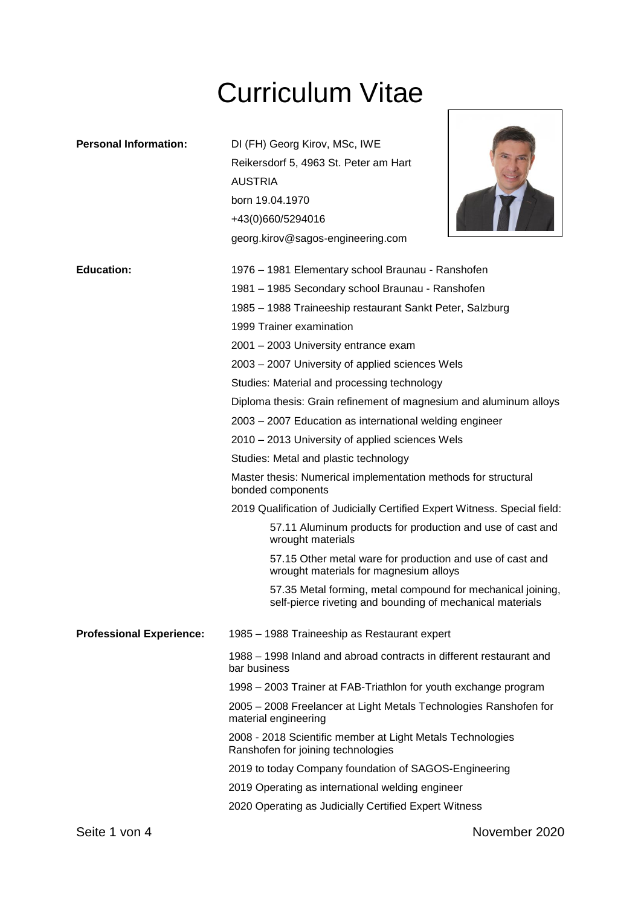# Curriculum Vitae

**Personal Information:**

DI (FH) Georg Kirov, MSc, IWE
Reikersdorf 5, 4963 St. Peter am Hart
AUSTRIA
born 19.04.1970
+43(0)660/5294016
georg.kirov@sagos-engineering.com

**Education:**

1976 – 1981 Elementary school Braunau - Ranshofen

1981 – 1985 Secondary school Braunau - Ranshofen

1985 – 1988 Traineeship restaurant Sankt Peter, Salzburg

1999 Trainer examination

2001 – 2003 University entrance exam

2003 – 2007 University of applied sciences Wels

Studies: Material and processing technology

Diploma thesis: Grain refinement of magnesium and aluminum alloys

2003 – 2007 Education as international welding engineer

2010 – 2013 University of applied sciences Wels

Studies: Metal and plastic technology

Master thesis: Numerical implementation methods for structural bonded components

2019 Qualification of Judicially Certified Expert Witness. Special field:

- 57.11 Aluminum products for production and use of cast and wrought materials
- 57.15 Other metal ware for production and use of cast and wrought materials for magnesium alloys
- 57.35 Metal forming, metal compound for mechanical joining, self-pierce riveting and bounding of mechanical materials

**Professional Experience:**

1985 – 1988 Traineeship as Restaurant expert

1988 – 1998 Inland and abroad contracts in different restaurant and bar business

1998 – 2003 Trainer at FAB-Triathlon for youth exchange program

2005 – 2008 Freelancer at Light Metals Technologies Ranshofen for material engineering

2008 - 2018 Scientific member at Light Metals Technologies Ranshofen for joining technologies

2019 to today Company foundation of SAGOS-Engineering

2019 Operating as international welding engineer

2020 Operating as Judicially Certified Expert Witness

November 2020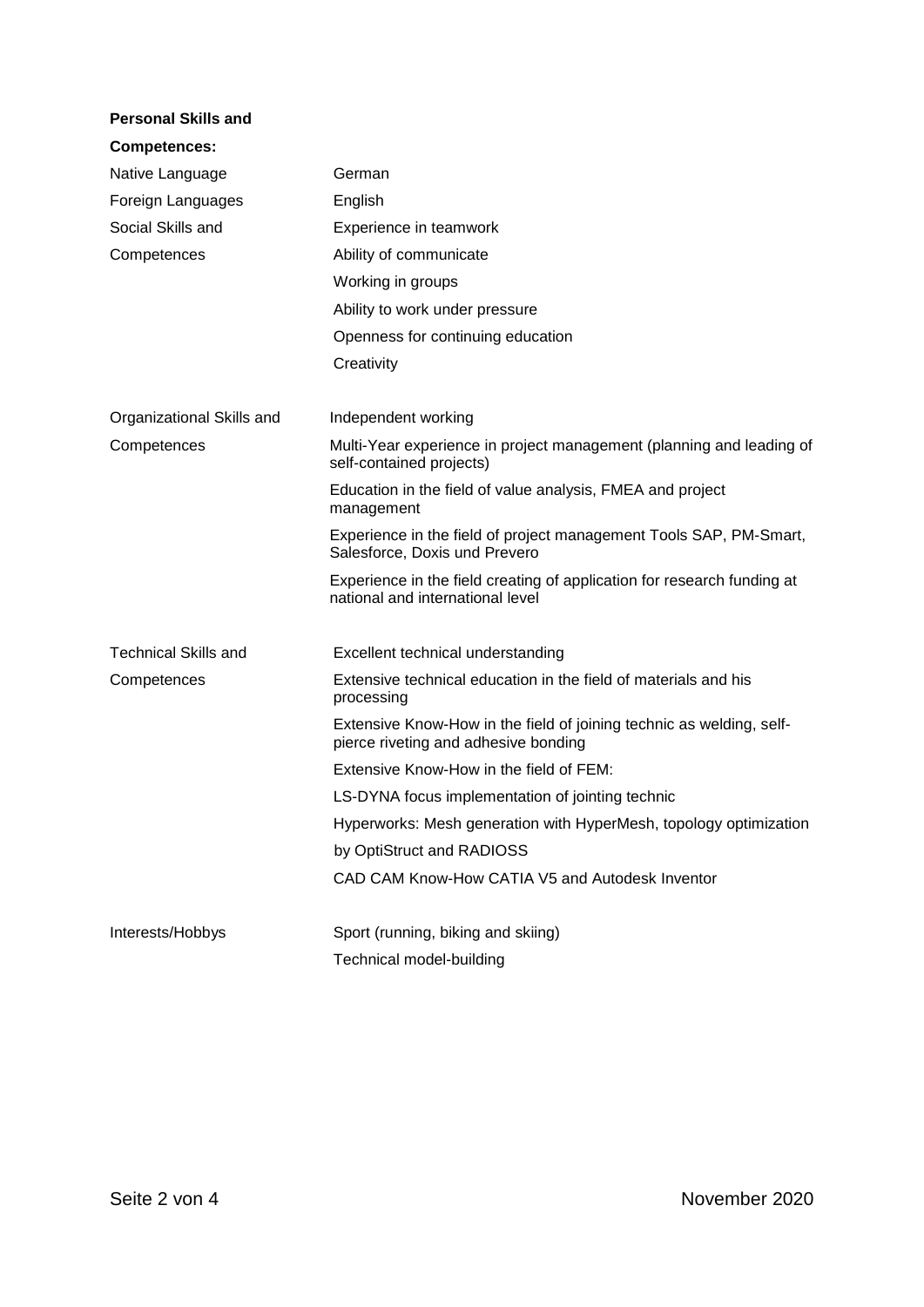**Personal Skills and Competences:**

| | |
|---|---|
| Native Language | German |
| Foreign Languages | English |
| Social Skills and Competences | Experience in teamwork<br>Ability of communicate<br>Working in groups<br>Ability to work under pressure<br>Openness for continuing education<br>Creativity |
| Organizational Skills and Competences | Independent working<br>Multi-Year experience in project management (planning and leading of self-contained projects)<br>Education in the field of value analysis, FMEA and project management<br>Experience in the field of project management Tools SAP, PM-Smart, Salesforce, Doxis und Prevero<br>Experience in the field creating of application for research funding at national and international level |
| Technical Skills and Competences | Excellent technical understanding<br>Extensive technical education in the field of materials and his processing<br>Extensive Know-How in the field of joining technic as welding, self-pierce riveting and adhesive bonding<br>Extensive Know-How in the field of FEM:<br>LS-DYNA focus implementation of jointing technic<br>Hyperworks: Mesh generation with HyperMesh, topology optimization by OptiStruct and RADIOSS<br>CAD CAM Know-How CATIA V5 and Autodesk Inventor |
| Interests/Hobbys | Sport (running, biking and skiing)<br>Technical model-building |

November 2020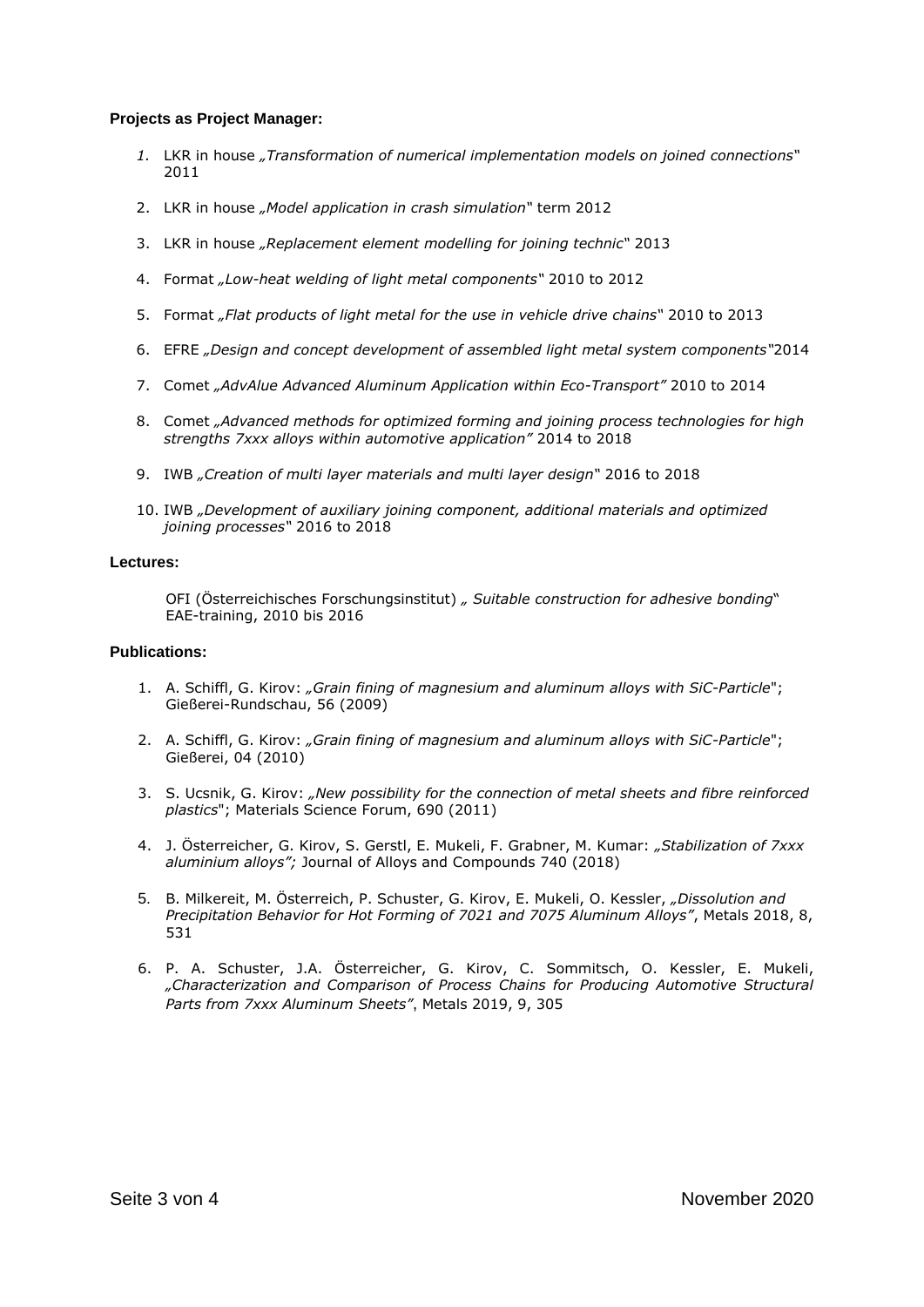**Projects as Project Manager:**

1. LKR in house *„Transformation of numerical implementation models on joined connections*" 2011
2. LKR in house *„Model application in crash simulation*" term 2012
3. LKR in house *„Replacement element modelling for joining technic*" 2013
4. Format *„Low-heat welding of light metal components*" 2010 to 2012
5. Format *„Flat products of light metal for the use in vehicle drive chains*" 2010 to 2013
6. EFRE *„Design and concept development of assembled light metal system components"*2014
7. Comet *„AdvAlue Advanced Aluminum Application within Eco-Transport"* 2010 to 2014
8. Comet *„Advanced methods for optimized forming and joining process technologies for high strengths 7xxx alloys within automotive application"* 2014 to 2018
9. IWB *„Creation of multi layer materials and multi layer design*" 2016 to 2018
10. IWB *„Development of auxiliary joining component, additional materials and optimized joining processes*" 2016 to 2018

**Lectures:**

OFI (Österreichisches Forschungsinstitut) *„ Suitable construction for adhesive bonding*" EAE-training, 2010 bis 2016

**Publications:**

1. A. Schiffl, G. Kirov: *„Grain fining of magnesium and aluminum alloys with SiC-Particle*"; Gießerei-Rundschau, 56 (2009)
2. A. Schiffl, G. Kirov: *„Grain fining of magnesium and aluminum alloys with SiC-Particle*"; Gießerei, 04 (2010)
3. S. Ucsnik, G. Kirov: *„New possibility for the connection of metal sheets and fibre reinforced plastics*"; Materials Science Forum, 690 (2011)
4. J. Österreicher, G. Kirov, S. Gerstl, E. Mukeli, F. Grabner, M. Kumar: *„Stabilization of 7xxx aluminium alloys";* Journal of Alloys and Compounds 740 (2018)
5. B. Milkereit, M. Österreich, P. Schuster, G. Kirov, E. Mukeli, O. Kessler, *„Dissolution and Precipitation Behavior for Hot Forming of 7021 and 7075 Aluminum Alloys"*, Metals 2018, 8, 531
6. P. A. Schuster, J.A. Österreicher, G. Kirov, C. Sommitsch, O. Kessler, E. Mukeli, *„Characterization and Comparison of Process Chains for Producing Automotive Structural Parts from 7xxx Aluminum Sheets"*, Metals 2019, 9, 305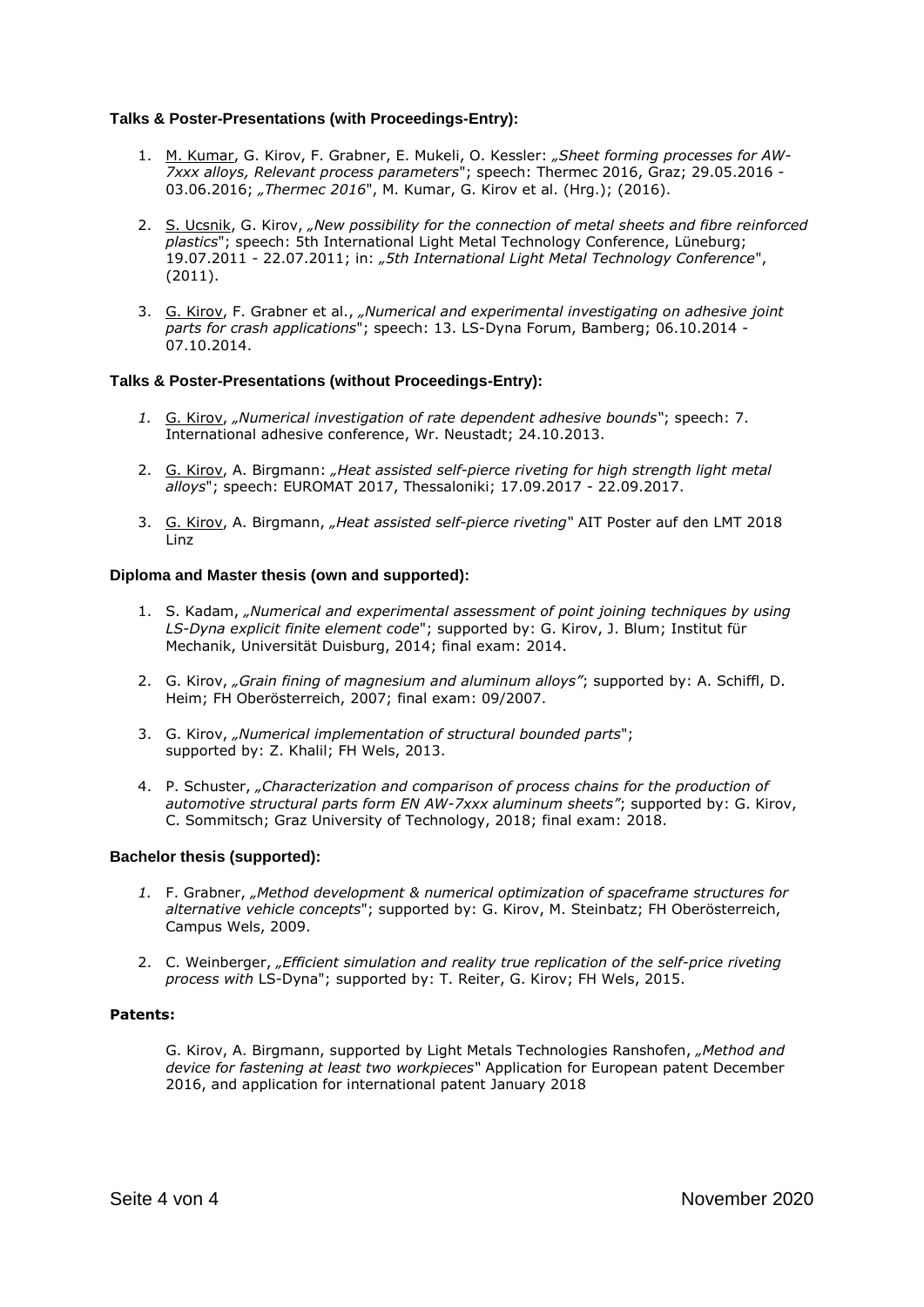**Talks & Poster-Presentations (with Proceedings-Entry):**

1. M. Kumar, G. Kirov, F. Grabner, E. Mukeli, O. Kessler: *„Sheet forming processes for AW-7xxx alloys, Relevant process parameters*"; speech: Thermec 2016, Graz; 29.05.2016 - 03.06.2016; *„Thermec 2016*", M. Kumar, G. Kirov et al. (Hrg.); (2016).

2. S. Ucsnik, G. Kirov, *„New possibility for the connection of metal sheets and fibre reinforced plastics*"; speech: 5th International Light Metal Technology Conference, Lüneburg; 19.07.2011 - 22.07.2011; in: *„5th International Light Metal Technology Conference*", (2011).

3. G. Kirov, F. Grabner et al., *„Numerical and experimental investigating on adhesive joint parts for crash applications*"; speech: 13. LS-Dyna Forum, Bamberg; 06.10.2014 - 07.10.2014.

**Talks & Poster-Presentations (without Proceedings-Entry):**

1. G. Kirov, *„Numerical investigation of rate dependent adhesive bounds*"; speech: 7. International adhesive conference, Wr. Neustadt; 24.10.2013.

2. G. Kirov, A. Birgmann: *„Heat assisted self-pierce riveting for high strength light metal alloys*"; speech: EUROMAT 2017, Thessaloniki; 17.09.2017 - 22.09.2017.

3. G. Kirov, A. Birgmann, *„Heat assisted self-pierce riveting*" AIT Poster auf den LMT 2018 Linz

**Diploma and Master thesis (own and supported):**

1. S. Kadam, *„Numerical and experimental assessment of point joining techniques by using LS-Dyna explicit finite element code*"; supported by: G. Kirov, J. Blum; Institut für Mechanik, Universität Duisburg, 2014; final exam: 2014.

2. G. Kirov, *„Grain fining of magnesium and aluminum alloys"*; supported by: A. Schiffl, D. Heim; FH Oberösterreich, 2007; final exam: 09/2007.

3. G. Kirov, *„Numerical implementation of structural bounded parts*"; supported by: Z. Khalil; FH Wels, 2013.

4. P. Schuster, *„Characterization and comparison of process chains for the production of automotive structural parts form EN AW-7xxx aluminum sheets"*; supported by: G. Kirov, C. Sommitsch; Graz University of Technology, 2018; final exam: 2018.

**Bachelor thesis (supported):**

1. F. Grabner, *„Method development & numerical optimization of spaceframe structures for alternative vehicle concepts*"; supported by: G. Kirov, M. Steinbatz; FH Oberösterreich, Campus Wels, 2009.

2. C. Weinberger, *„Efficient simulation and reality true replication of the self-price riveting process with* LS-Dyna"; supported by: T. Reiter, G. Kirov; FH Wels, 2015.

**Patents:**

G. Kirov, A. Birgmann, supported by Light Metals Technologies Ranshofen, *„Method and device for fastening at least two workpieces*" Application for European patent December 2016, and application for international patent January 2018